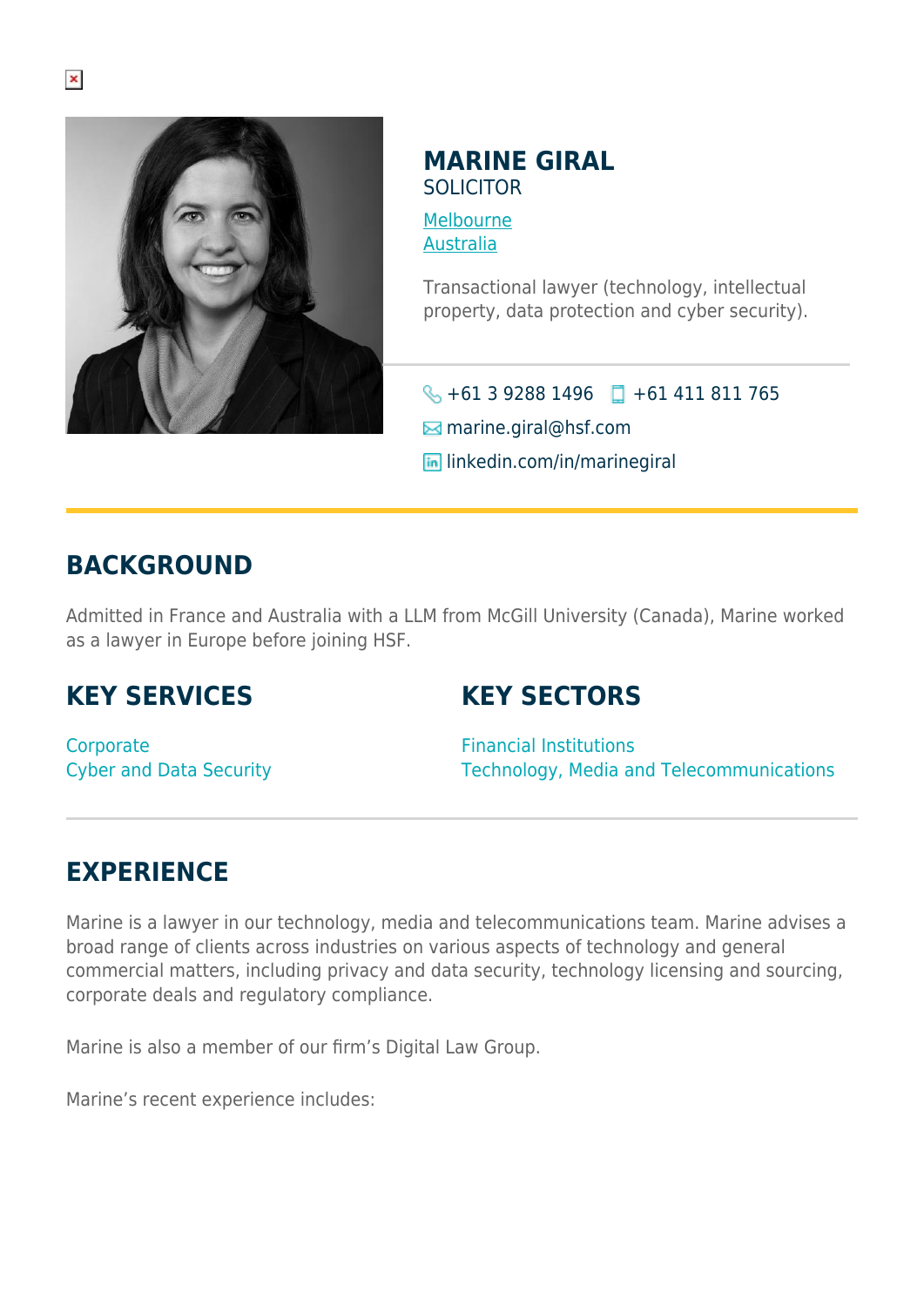# MARINE GIRAL

SOLICITOR

Melbourne
Australia

Transactional lawyer (technology, intellectual property, data protection and cyber security).

+61 3 9288 1496 +61 411 811 765
marine.giral@hsf.com
linkedin.com/in/marinegiral

## BACKGROUND

Admitted in France and Australia with a LLM from McGill University (Canada), Marine worked as a lawyer in Europe before joining HSF.

## KEY SERVICES

Corporate
Cyber and Data Security

## KEY SECTORS

Financial Institutions
Technology, Media and Telecommunications

## EXPERIENCE

Marine is a lawyer in our technology, media and telecommunications team. Marine advises a broad range of clients across industries on various aspects of technology and general commercial matters, including privacy and data security, technology licensing and sourcing, corporate deals and regulatory compliance.

Marine is also a member of our firm's Digital Law Group.

Marine's recent experience includes: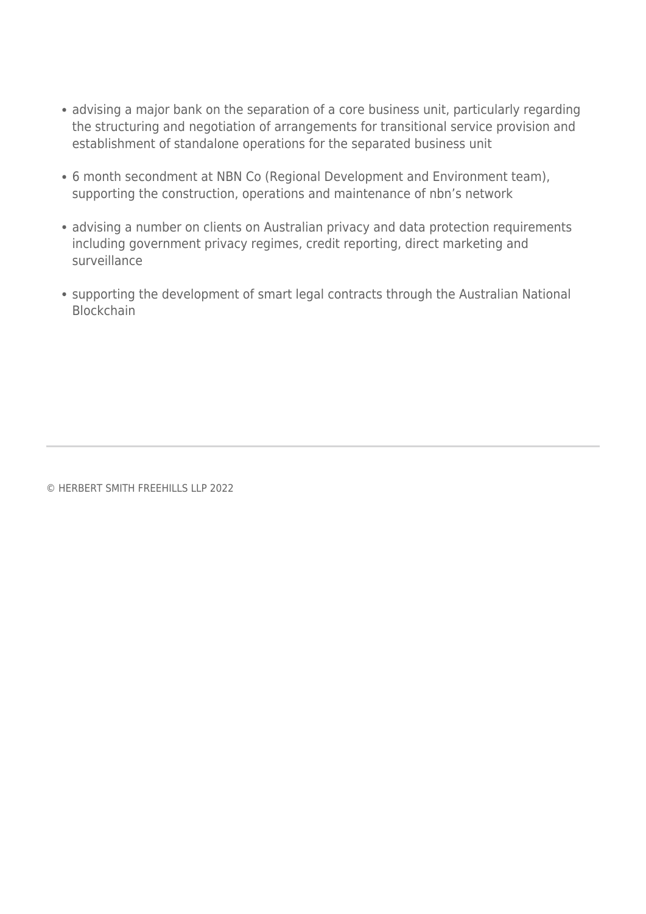- advising a major bank on the separation of a core business unit, particularly regarding the structuring and negotiation of arrangements for transitional service provision and establishment of standalone operations for the separated business unit
- 6 month secondment at NBN Co (Regional Development and Environment team), supporting the construction, operations and maintenance of nbn's network
- advising a number on clients on Australian privacy and data protection requirements including government privacy regimes, credit reporting, direct marketing and surveillance
- supporting the development of smart legal contracts through the Australian National Blockchain

---

© HERBERT SMITH FREEHILLS LLP 2022